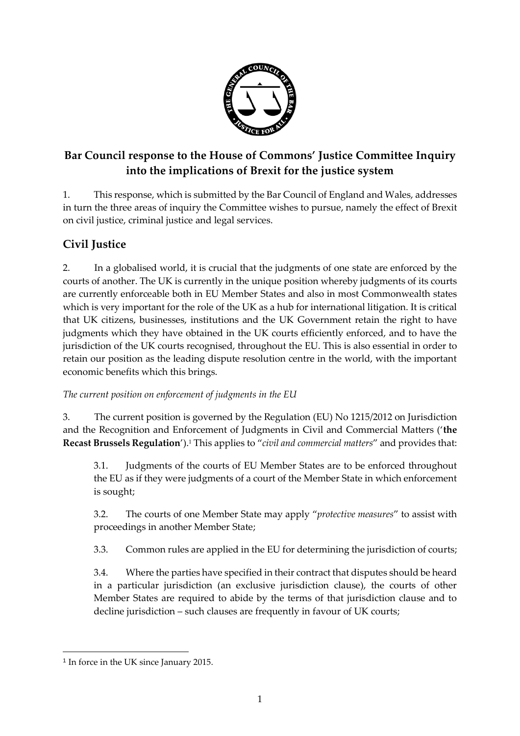# Bar Council response to the House of Commons' Justice Committee Inquiry into the implications of Brexit for the justice system

1. This response, which is submitted by the Bar Council of England and Wales, addresses in turn the three areas of inquiry the Committee wishes to pursue, namely the effect of Brexit on civil justice, criminal justice and legal services.

## Civil Justice

2. In a globalised world, it is crucial that the judgments of one state are enforced by the courts of another. The UK is currently in the unique position whereby judgments of its courts are currently enforceable both in EU Member States and also in most Commonwealth states which is very important for the role of the UK as a hub for international litigation. It is critical that UK citizens, businesses, institutions and the UK Government retain the right to have judgments which they have obtained in the UK courts efficiently enforced, and to have the jurisdiction of the UK courts recognised, throughout the EU. This is also essential in order to retain our position as the leading dispute resolution centre in the world, with the important economic benefits which this brings.

*The current position on enforcement of judgments in the EU*

3. The current position is governed by the Regulation (EU) No 1215/2012 on Jurisdiction and the Recognition and Enforcement of Judgments in Civil and Commercial Matters ('**the Recast Brussels Regulation**').[1] This applies to "*civil and commercial matters*" and provides that:

3.1. Judgments of the courts of EU Member States are to be enforced throughout the EU as if they were judgments of a court of the Member State in which enforcement is sought;

3.2. The courts of one Member State may apply "*protective measures*" to assist with proceedings in another Member State;

3.3. Common rules are applied in the EU for determining the jurisdiction of courts;

3.4. Where the parties have specified in their contract that disputes should be heard in a particular jurisdiction (an exclusive jurisdiction clause), the courts of other Member States are required to abide by the terms of that jurisdiction clause and to decline jurisdiction – such clauses are frequently in favour of UK courts;

[1] In force in the UK since January 2015.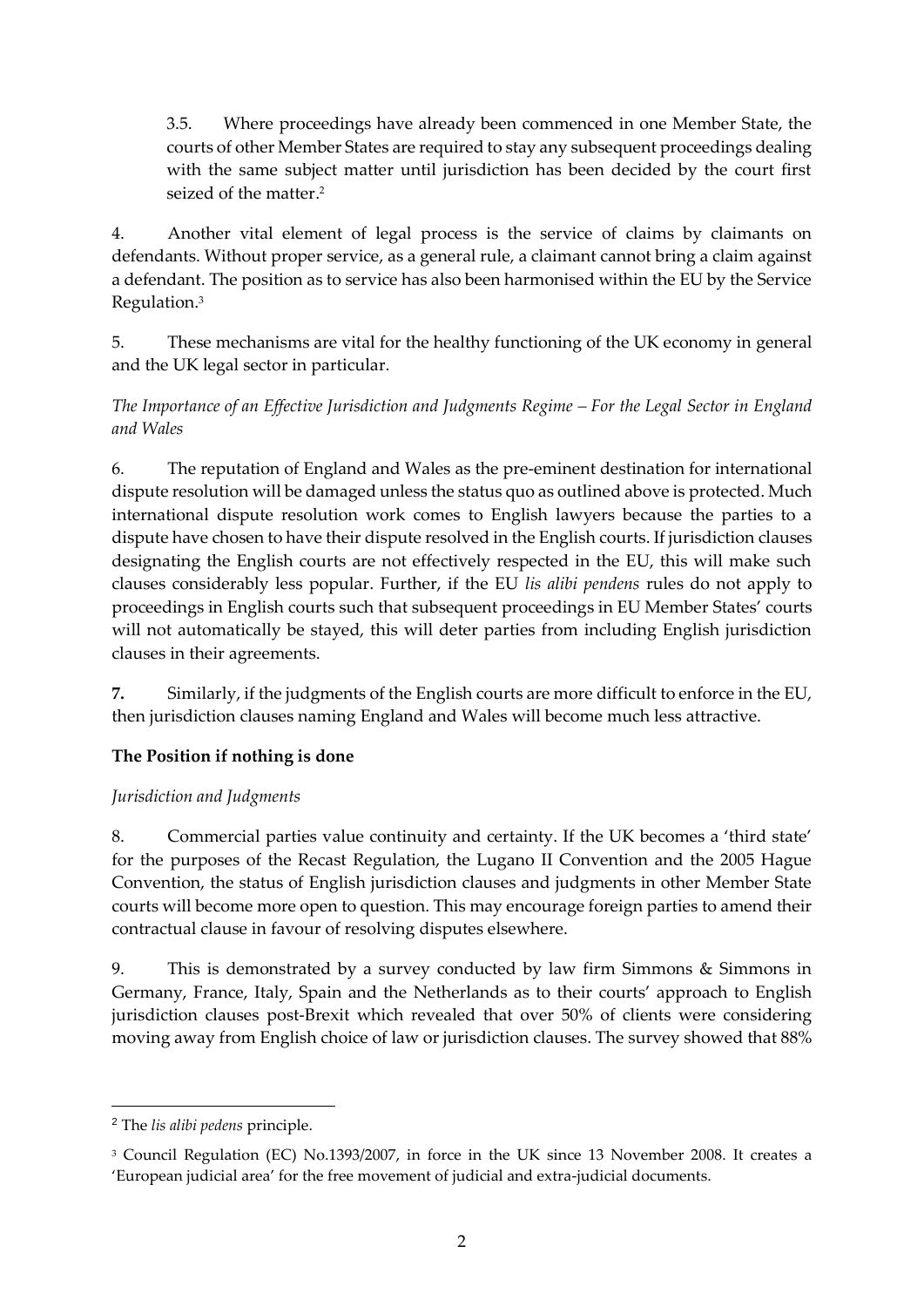3.5. Where proceedings have already been commenced in one Member State, the courts of other Member States are required to stay any subsequent proceedings dealing with the same subject matter until jurisdiction has been decided by the court first seized of the matter.[2]

4. Another vital element of legal process is the service of claims by claimants on defendants. Without proper service, as a general rule, a claimant cannot bring a claim against a defendant. The position as to service has also been harmonised within the EU by the Service Regulation.[3]

5. These mechanisms are vital for the healthy functioning of the UK economy in general and the UK legal sector in particular.

*The Importance of an Effective Jurisdiction and Judgments Regime – For the Legal Sector in England and Wales*

6. The reputation of England and Wales as the pre-eminent destination for international dispute resolution will be damaged unless the status quo as outlined above is protected. Much international dispute resolution work comes to English lawyers because the parties to a dispute have chosen to have their dispute resolved in the English courts. If jurisdiction clauses designating the English courts are not effectively respected in the EU, this will make such clauses considerably less popular. Further, if the EU *lis alibi pendens* rules do not apply to proceedings in English courts such that subsequent proceedings in EU Member States' courts will not automatically be stayed, this will deter parties from including English jurisdiction clauses in their agreements.

**7.** Similarly, if the judgments of the English courts are more difficult to enforce in the EU, then jurisdiction clauses naming England and Wales will become much less attractive.

## The Position if nothing is done

*Jurisdiction and Judgments*

8. Commercial parties value continuity and certainty. If the UK becomes a 'third state' for the purposes of the Recast Regulation, the Lugano II Convention and the 2005 Hague Convention, the status of English jurisdiction clauses and judgments in other Member State courts will become more open to question. This may encourage foreign parties to amend their contractual clause in favour of resolving disputes elsewhere.

9. This is demonstrated by a survey conducted by law firm Simmons & Simmons in Germany, France, Italy, Spain and the Netherlands as to their courts' approach to English jurisdiction clauses post-Brexit which revealed that over 50% of clients were considering moving away from English choice of law or jurisdiction clauses. The survey showed that 88%

---

[2] The *lis alibi pedens* principle.

[3] Council Regulation (EC) No.1393/2007, in force in the UK since 13 November 2008. It creates a 'European judicial area' for the free movement of judicial and extra-judicial documents.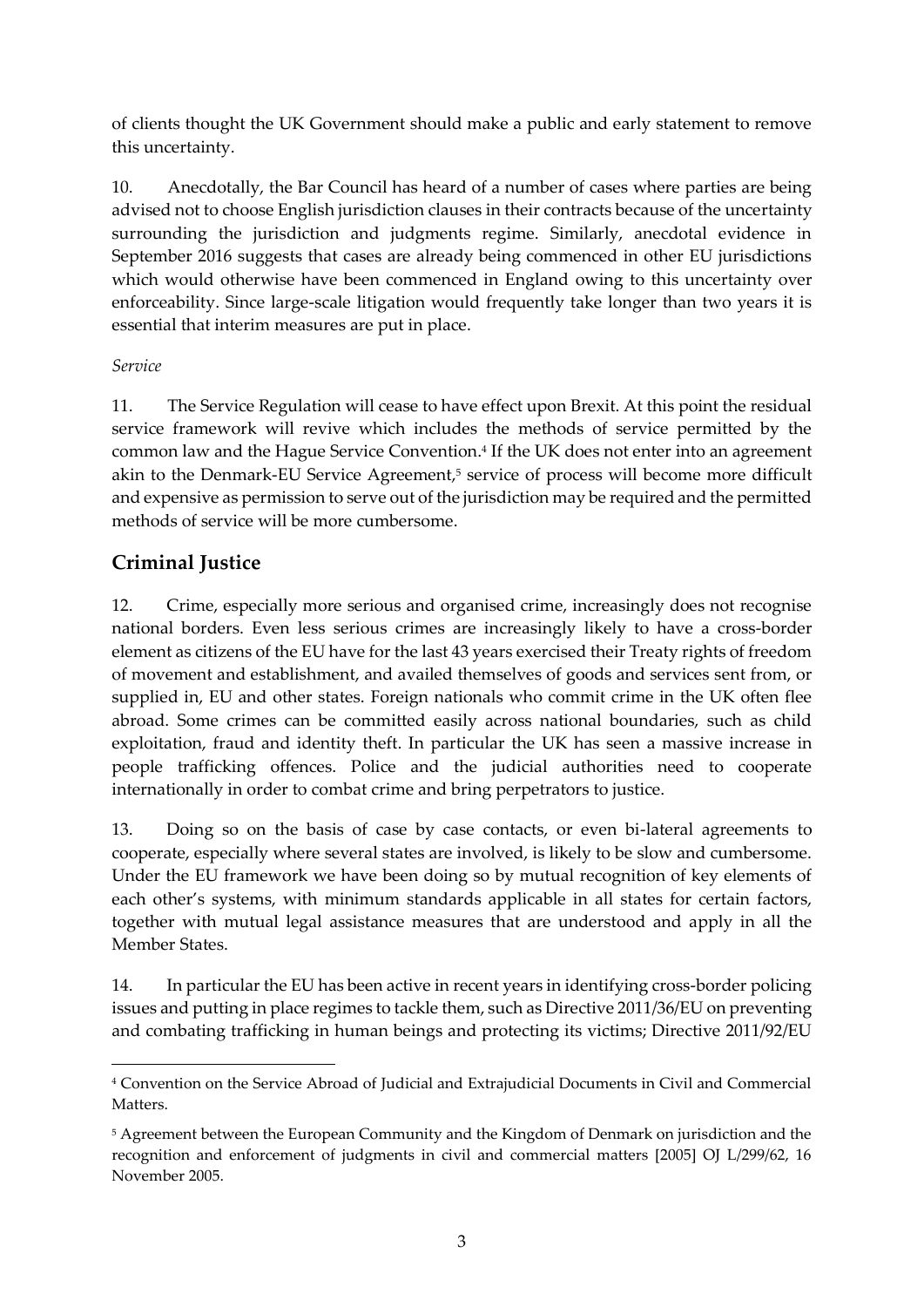of clients thought the UK Government should make a public and early statement to remove this uncertainty.

10. Anecdotally, the Bar Council has heard of a number of cases where parties are being advised not to choose English jurisdiction clauses in their contracts because of the uncertainty surrounding the jurisdiction and judgments regime. Similarly, anecdotal evidence in September 2016 suggests that cases are already being commenced in other EU jurisdictions which would otherwise have been commenced in England owing to this uncertainty over enforceability. Since large-scale litigation would frequently take longer than two years it is essential that interim measures are put in place.

*Service*

11. The Service Regulation will cease to have effect upon Brexit. At this point the residual service framework will revive which includes the methods of service permitted by the common law and the Hague Service Convention.[4] If the UK does not enter into an agreement akin to the Denmark-EU Service Agreement,[5] service of process will become more difficult and expensive as permission to serve out of the jurisdiction may be required and the permitted methods of service will be more cumbersome.

## Criminal Justice

12. Crime, especially more serious and organised crime, increasingly does not recognise national borders. Even less serious crimes are increasingly likely to have a cross-border element as citizens of the EU have for the last 43 years exercised their Treaty rights of freedom of movement and establishment, and availed themselves of goods and services sent from, or supplied in, EU and other states. Foreign nationals who commit crime in the UK often flee abroad. Some crimes can be committed easily across national boundaries, such as child exploitation, fraud and identity theft. In particular the UK has seen a massive increase in people trafficking offences. Police and the judicial authorities need to cooperate internationally in order to combat crime and bring perpetrators to justice.

13. Doing so on the basis of case by case contacts, or even bi-lateral agreements to cooperate, especially where several states are involved, is likely to be slow and cumbersome. Under the EU framework we have been doing so by mutual recognition of key elements of each other's systems, with minimum standards applicable in all states for certain factors, together with mutual legal assistance measures that are understood and apply in all the Member States.

14. In particular the EU has been active in recent years in identifying cross-border policing issues and putting in place regimes to tackle them, such as Directive 2011/36/EU on preventing and combating trafficking in human beings and protecting its victims; Directive 2011/92/EU

---

[4] Convention on the Service Abroad of Judicial and Extrajudicial Documents in Civil and Commercial Matters.

[5] Agreement between the European Community and the Kingdom of Denmark on jurisdiction and the recognition and enforcement of judgments in civil and commercial matters [2005] OJ L/299/62, 16 November 2005.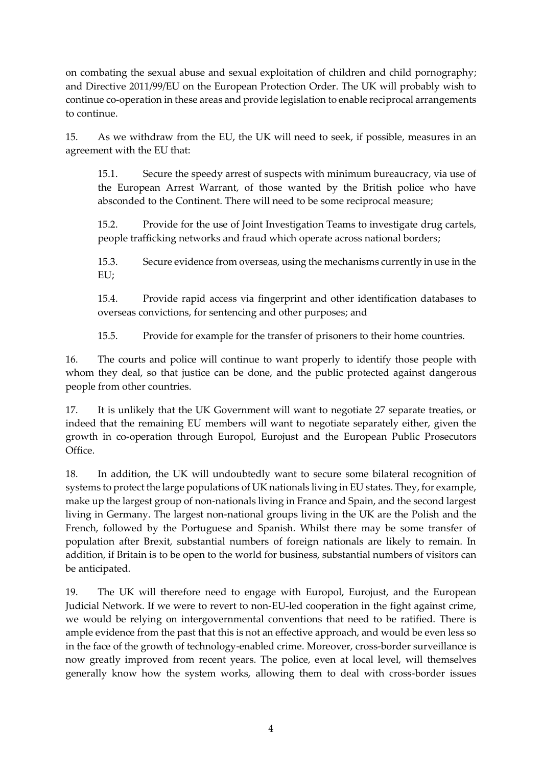on combating the sexual abuse and sexual exploitation of children and child pornography; and Directive 2011/99/EU on the European Protection Order. The UK will probably wish to continue co-operation in these areas and provide legislation to enable reciprocal arrangements to continue.

15. As we withdraw from the EU, the UK will need to seek, if possible, measures in an agreement with the EU that:

> 15.1. Secure the speedy arrest of suspects with minimum bureaucracy, via use of the European Arrest Warrant, of those wanted by the British police who have absconded to the Continent. There will need to be some reciprocal measure;
>
> 15.2. Provide for the use of Joint Investigation Teams to investigate drug cartels, people trafficking networks and fraud which operate across national borders;
>
> 15.3. Secure evidence from overseas, using the mechanisms currently in use in the EU;
>
> 15.4. Provide rapid access via fingerprint and other identification databases to overseas convictions, for sentencing and other purposes; and
>
> 15.5. Provide for example for the transfer of prisoners to their home countries.

16. The courts and police will continue to want properly to identify those people with whom they deal, so that justice can be done, and the public protected against dangerous people from other countries.

17. It is unlikely that the UK Government will want to negotiate 27 separate treaties, or indeed that the remaining EU members will want to negotiate separately either, given the growth in co-operation through Europol, Eurojust and the European Public Prosecutors Office.

18. In addition, the UK will undoubtedly want to secure some bilateral recognition of systems to protect the large populations of UK nationals living in EU states. They, for example, make up the largest group of non-nationals living in France and Spain, and the second largest living in Germany. The largest non-national groups living in the UK are the Polish and the French, followed by the Portuguese and Spanish. Whilst there may be some transfer of population after Brexit, substantial numbers of foreign nationals are likely to remain. In addition, if Britain is to be open to the world for business, substantial numbers of visitors can be anticipated.

19. The UK will therefore need to engage with Europol, Eurojust, and the European Judicial Network. If we were to revert to non-EU-led cooperation in the fight against crime, we would be relying on intergovernmental conventions that need to be ratified. There is ample evidence from the past that this is not an effective approach, and would be even less so in the face of the growth of technology-enabled crime. Moreover, cross-border surveillance is now greatly improved from recent years. The police, even at local level, will themselves generally know how the system works, allowing them to deal with cross-border issues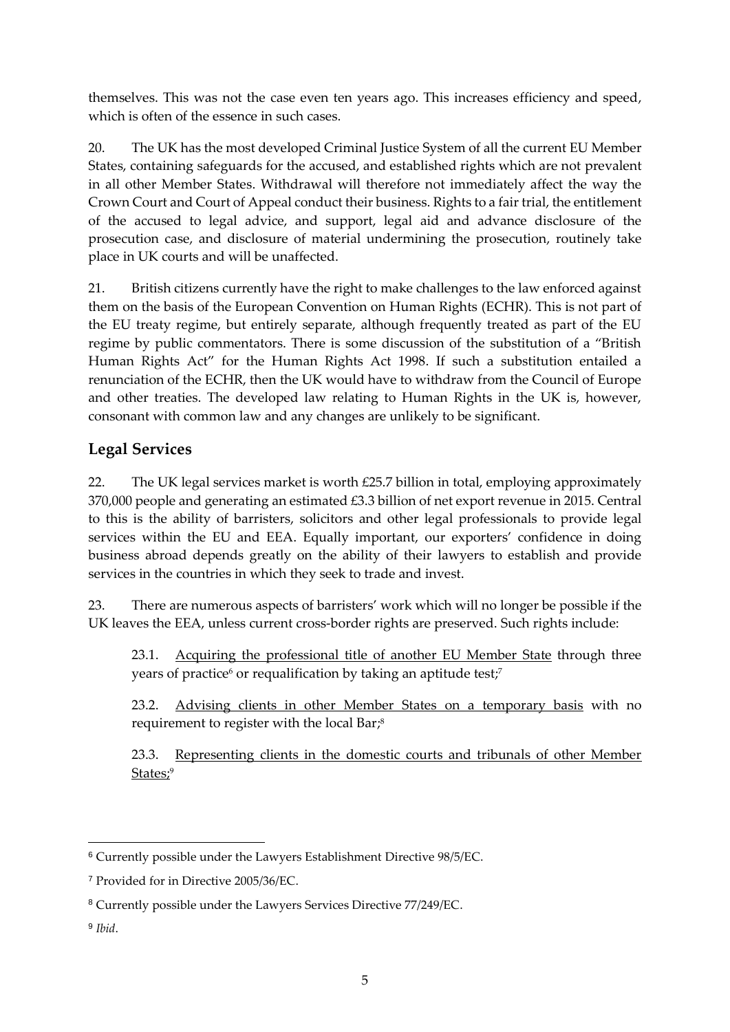themselves. This was not the case even ten years ago. This increases efficiency and speed, which is often of the essence in such cases.

20. The UK has the most developed Criminal Justice System of all the current EU Member States, containing safeguards for the accused, and established rights which are not prevalent in all other Member States. Withdrawal will therefore not immediately affect the way the Crown Court and Court of Appeal conduct their business. Rights to a fair trial, the entitlement of the accused to legal advice, and support, legal aid and advance disclosure of the prosecution case, and disclosure of material undermining the prosecution, routinely take place in UK courts and will be unaffected.

21. British citizens currently have the right to make challenges to the law enforced against them on the basis of the European Convention on Human Rights (ECHR). This is not part of the EU treaty regime, but entirely separate, although frequently treated as part of the EU regime by public commentators. There is some discussion of the substitution of a "British Human Rights Act" for the Human Rights Act 1998. If such a substitution entailed a renunciation of the ECHR, then the UK would have to withdraw from the Council of Europe and other treaties. The developed law relating to Human Rights in the UK is, however, consonant with common law and any changes are unlikely to be significant.

## Legal Services

22. The UK legal services market is worth £25.7 billion in total, employing approximately 370,000 people and generating an estimated £3.3 billion of net export revenue in 2015. Central to this is the ability of barristers, solicitors and other legal professionals to provide legal services within the EU and EEA. Equally important, our exporters' confidence in doing business abroad depends greatly on the ability of their lawyers to establish and provide services in the countries in which they seek to trade and invest.

23. There are numerous aspects of barristers' work which will no longer be possible if the UK leaves the EEA, unless current cross-border rights are preserved. Such rights include:

23.1. <u>Acquiring the professional title of another EU Member State</u> through three years of practice[6] or requalification by taking an aptitude test;[7]

23.2. <u>Advising clients in other Member States on a temporary basis</u> with no requirement to register with the local Bar;[8]

23.3. <u>Representing clients in the domestic courts and tribunals of other Member States;</u>[9]

---

[6] Currently possible under the Lawyers Establishment Directive 98/5/EC.

[7] Provided for in Directive 2005/36/EC.

[8] Currently possible under the Lawyers Services Directive 77/249/EC.

[9] *Ibid*.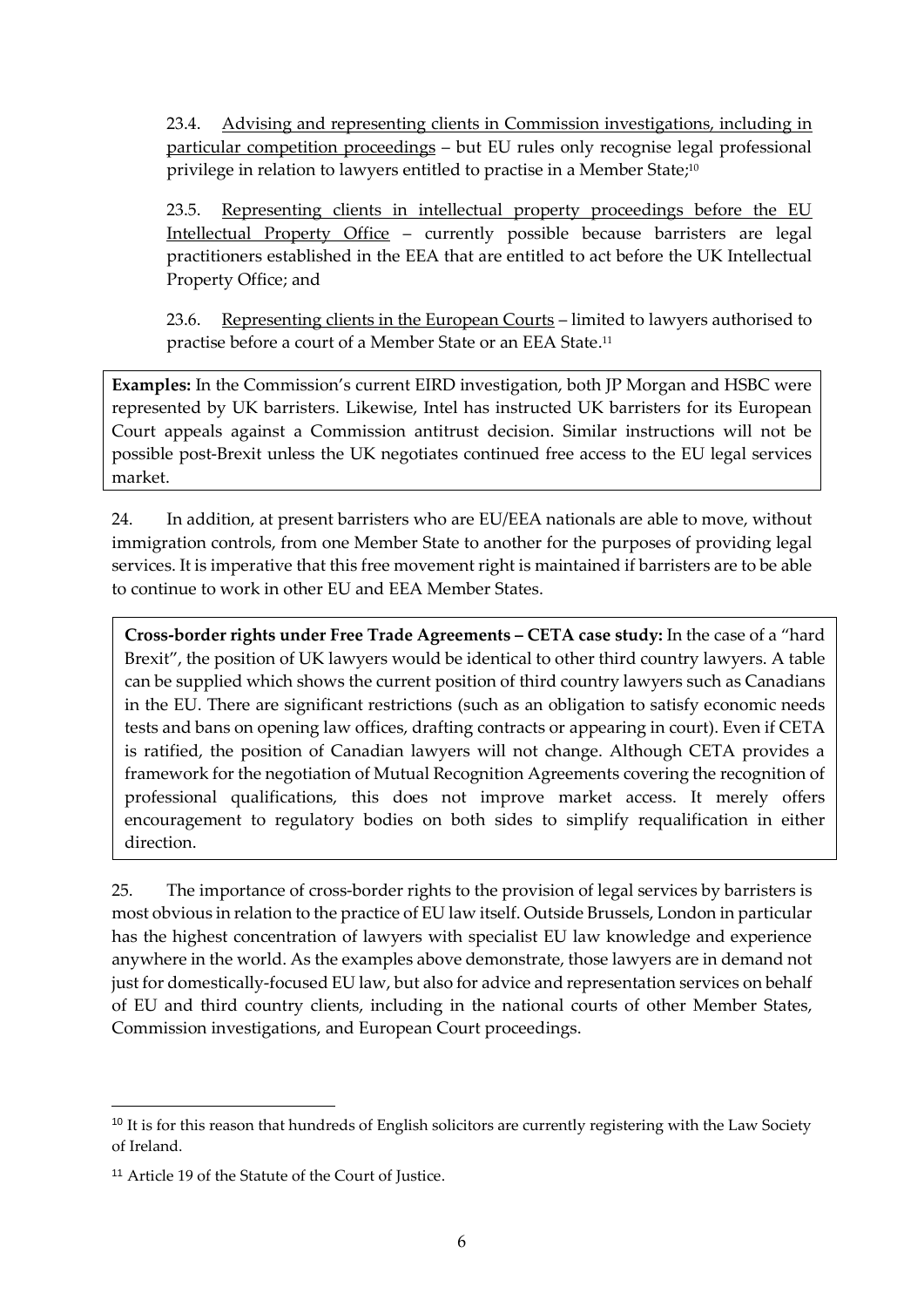23.4. Advising and representing clients in Commission investigations, including in particular competition proceedings – but EU rules only recognise legal professional privilege in relation to lawyers entitled to practise in a Member State;[10]

23.5. Representing clients in intellectual property proceedings before the EU Intellectual Property Office – currently possible because barristers are legal practitioners established in the EEA that are entitled to act before the UK Intellectual Property Office; and

23.6. Representing clients in the European Courts – limited to lawyers authorised to practise before a court of a Member State or an EEA State.[11]

> **Examples:** In the Commission's current EIRD investigation, both JP Morgan and HSBC were represented by UK barristers. Likewise, Intel has instructed UK barristers for its European Court appeals against a Commission antitrust decision. Similar instructions will not be possible post-Brexit unless the UK negotiates continued free access to the EU legal services market.

24. In addition, at present barristers who are EU/EEA nationals are able to move, without immigration controls, from one Member State to another for the purposes of providing legal services. It is imperative that this free movement right is maintained if barristers are to be able to continue to work in other EU and EEA Member States.

> **Cross-border rights under Free Trade Agreements – CETA case study:** In the case of a "hard Brexit", the position of UK lawyers would be identical to other third country lawyers. A table can be supplied which shows the current position of third country lawyers such as Canadians in the EU. There are significant restrictions (such as an obligation to satisfy economic needs tests and bans on opening law offices, drafting contracts or appearing in court). Even if CETA is ratified, the position of Canadian lawyers will not change. Although CETA provides a framework for the negotiation of Mutual Recognition Agreements covering the recognition of professional qualifications, this does not improve market access. It merely offers encouragement to regulatory bodies on both sides to simplify requalification in either direction.

25. The importance of cross-border rights to the provision of legal services by barristers is most obvious in relation to the practice of EU law itself. Outside Brussels, London in particular has the highest concentration of lawyers with specialist EU law knowledge and experience anywhere in the world. As the examples above demonstrate, those lawyers are in demand not just for domestically-focused EU law, but also for advice and representation services on behalf of EU and third country clients, including in the national courts of other Member States, Commission investigations, and European Court proceedings.

---

[10] It is for this reason that hundreds of English solicitors are currently registering with the Law Society of Ireland.

[11] Article 19 of the Statute of the Court of Justice.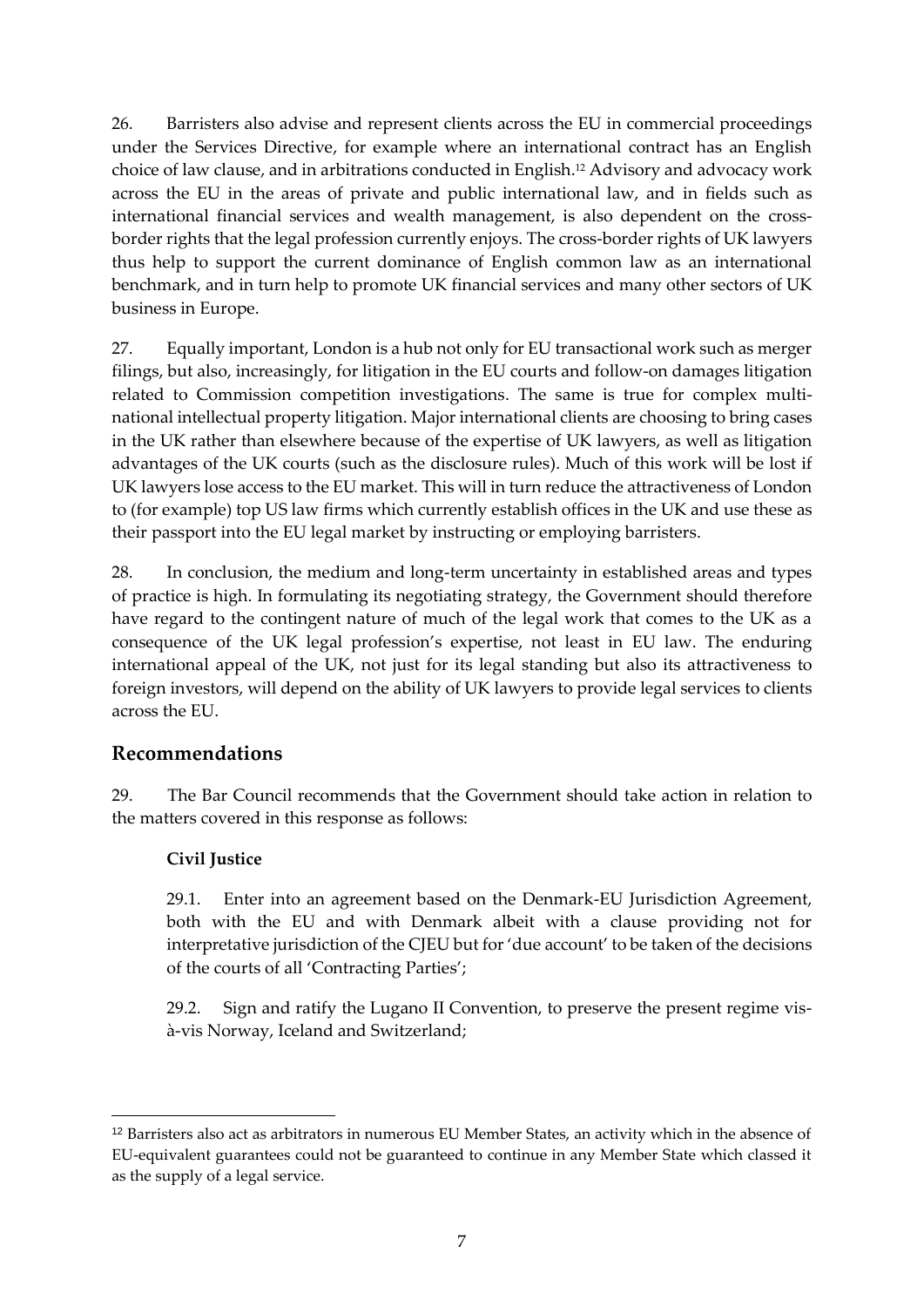26. Barristers also advise and represent clients across the EU in commercial proceedings under the Services Directive, for example where an international contract has an English choice of law clause, and in arbitrations conducted in English.[12] Advisory and advocacy work across the EU in the areas of private and public international law, and in fields such as international financial services and wealth management, is also dependent on the cross-border rights that the legal profession currently enjoys. The cross-border rights of UK lawyers thus help to support the current dominance of English common law as an international benchmark, and in turn help to promote UK financial services and many other sectors of UK business in Europe.

27. Equally important, London is a hub not only for EU transactional work such as merger filings, but also, increasingly, for litigation in the EU courts and follow-on damages litigation related to Commission competition investigations. The same is true for complex multi-national intellectual property litigation. Major international clients are choosing to bring cases in the UK rather than elsewhere because of the expertise of UK lawyers, as well as litigation advantages of the UK courts (such as the disclosure rules). Much of this work will be lost if UK lawyers lose access to the EU market. This will in turn reduce the attractiveness of London to (for example) top US law firms which currently establish offices in the UK and use these as their passport into the EU legal market by instructing or employing barristers.

28. In conclusion, the medium and long-term uncertainty in established areas and types of practice is high. In formulating its negotiating strategy, the Government should therefore have regard to the contingent nature of much of the legal work that comes to the UK as a consequence of the UK legal profession's expertise, not least in EU law. The enduring international appeal of the UK, not just for its legal standing but also its attractiveness to foreign investors, will depend on the ability of UK lawyers to provide legal services to clients across the EU.

## Recommendations

29. The Bar Council recommends that the Government should take action in relation to the matters covered in this response as follows:

**Civil Justice**

29.1. Enter into an agreement based on the Denmark-EU Jurisdiction Agreement, both with the EU and with Denmark albeit with a clause providing not for interpretative jurisdiction of the CJEU but for 'due account' to be taken of the decisions of the courts of all 'Contracting Parties';

29.2. Sign and ratify the Lugano II Convention, to preserve the present regime vis-à-vis Norway, Iceland and Switzerland;

[12] Barristers also act as arbitrators in numerous EU Member States, an activity which in the absence of EU-equivalent guarantees could not be guaranteed to continue in any Member State which classed it as the supply of a legal service.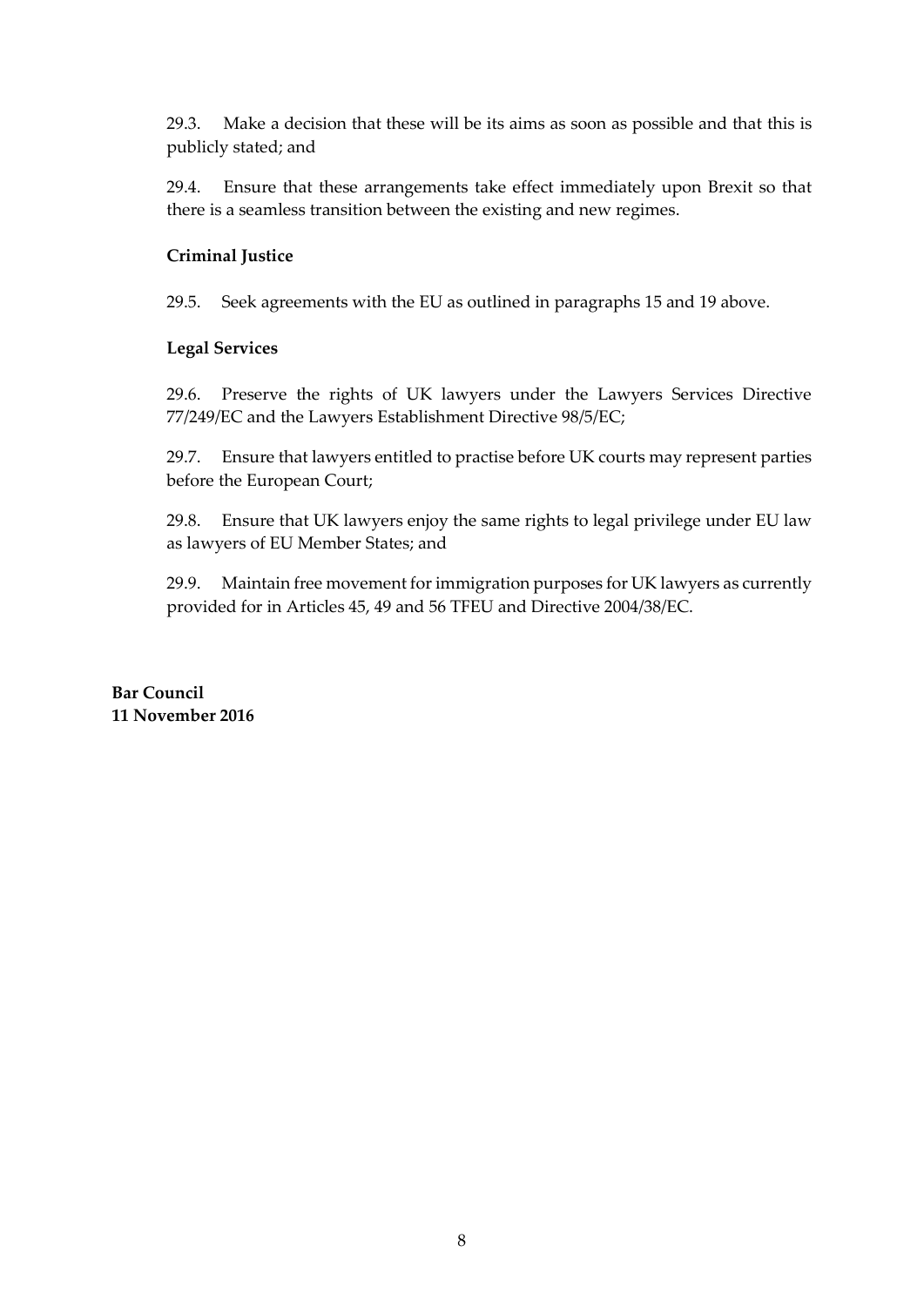29.3. Make a decision that these will be its aims as soon as possible and that this is publicly stated; and

29.4. Ensure that these arrangements take effect immediately upon Brexit so that there is a seamless transition between the existing and new regimes.

**Criminal Justice**

29.5. Seek agreements with the EU as outlined in paragraphs 15 and 19 above.

**Legal Services**

29.6. Preserve the rights of UK lawyers under the Lawyers Services Directive 77/249/EC and the Lawyers Establishment Directive 98/5/EC;

29.7. Ensure that lawyers entitled to practise before UK courts may represent parties before the European Court;

29.8. Ensure that UK lawyers enjoy the same rights to legal privilege under EU law as lawyers of EU Member States; and

29.9. Maintain free movement for immigration purposes for UK lawyers as currently provided for in Articles 45, 49 and 56 TFEU and Directive 2004/38/EC.

**Bar Council**
**11 November 2016**